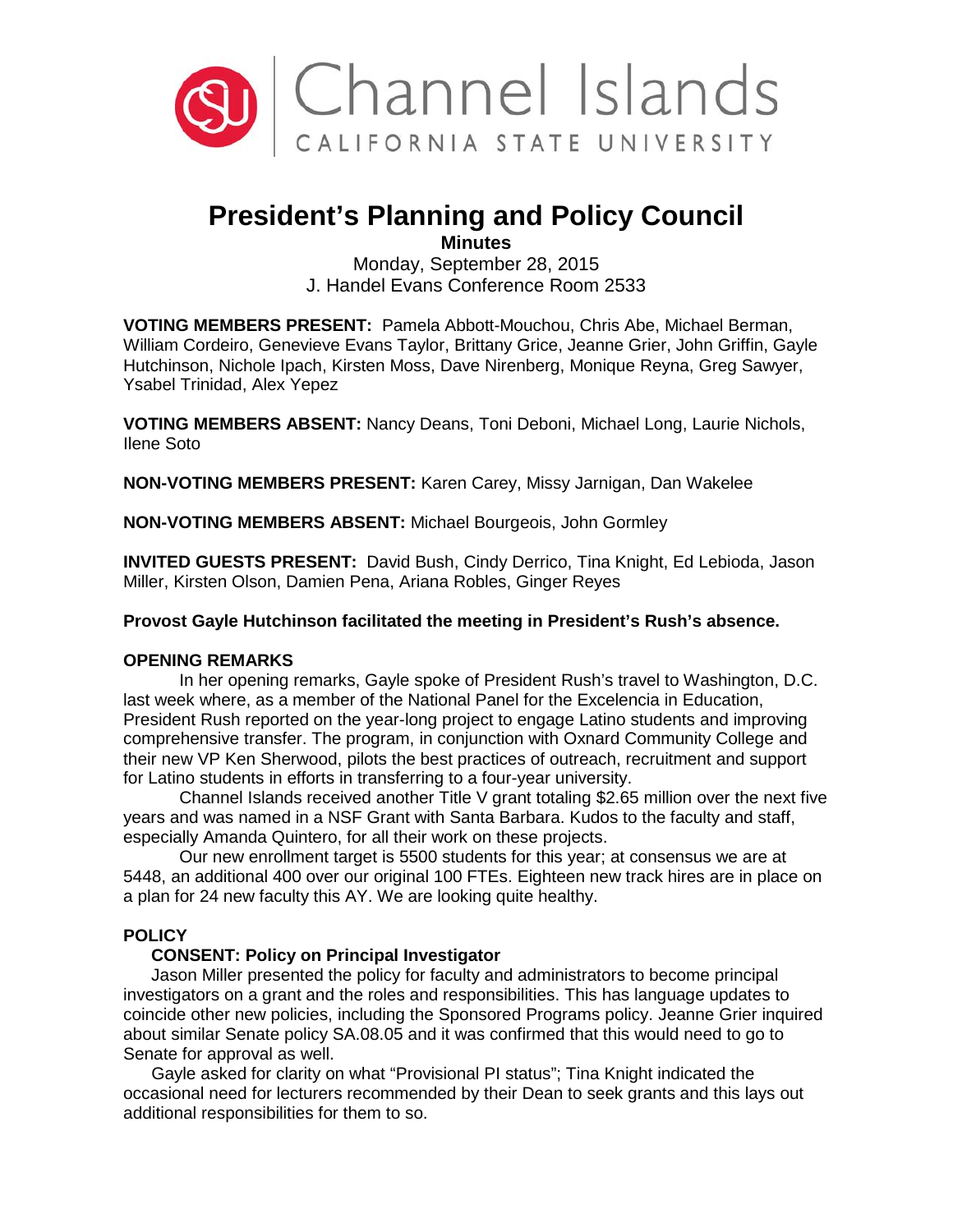Channel Islands
CALIFORNIA STATE UNIVERSITY

# President's Planning and Policy Council

**Minutes**

Monday, September 28, 2015

J. Handel Evans Conference Room 2533

**VOTING MEMBERS PRESENT:** Pamela Abbott-Mouchou, Chris Abe, Michael Berman, William Cordeiro, Genevieve Evans Taylor, Brittany Grice, Jeanne Grier, John Griffin, Gayle Hutchinson, Nichole Ipach, Kirsten Moss, Dave Nirenberg, Monique Reyna, Greg Sawyer, Ysabel Trinidad, Alex Yepez

**VOTING MEMBERS ABSENT:** Nancy Deans, Toni Deboni, Michael Long, Laurie Nichols, Ilene Soto

**NON-VOTING MEMBERS PRESENT:** Karen Carey, Missy Jarnigan, Dan Wakelee

**NON-VOTING MEMBERS ABSENT:** Michael Bourgeois, John Gormley

**INVITED GUESTS PRESENT:** David Bush, Cindy Derrico, Tina Knight, Ed Lebioda, Jason Miller, Kirsten Olson, Damien Pena, Ariana Robles, Ginger Reyes

**Provost Gayle Hutchinson facilitated the meeting in President's Rush's absence.**

## OPENING REMARKS

In her opening remarks, Gayle spoke of President Rush's travel to Washington, D.C. last week where, as a member of the National Panel for the Excelencia in Education, President Rush reported on the year-long project to engage Latino students and improving comprehensive transfer. The program, in conjunction with Oxnard Community College and their new VP Ken Sherwood, pilots the best practices of outreach, recruitment and support for Latino students in efforts in transferring to a four-year university.

Channel Islands received another Title V grant totaling $2.65 million over the next five years and was named in a NSF Grant with Santa Barbara. Kudos to the faculty and staff, especially Amanda Quintero, for all their work on these projects.

Our new enrollment target is 5500 students for this year; at consensus we are at 5448, an additional 400 over our original 100 FTEs. Eighteen new track hires are in place on a plan for 24 new faculty this AY. We are looking quite healthy.

## POLICY

### CONSENT: Policy on Principal Investigator

Jason Miller presented the policy for faculty and administrators to become principal investigators on a grant and the roles and responsibilities. This has language updates to coincide other new policies, including the Sponsored Programs policy. Jeanne Grier inquired about similar Senate policy SA.08.05 and it was confirmed that this would need to go to Senate for approval as well.

Gayle asked for clarity on what "Provisional PI status"; Tina Knight indicated the occasional need for lecturers recommended by their Dean to seek grants and this lays out additional responsibilities for them to so.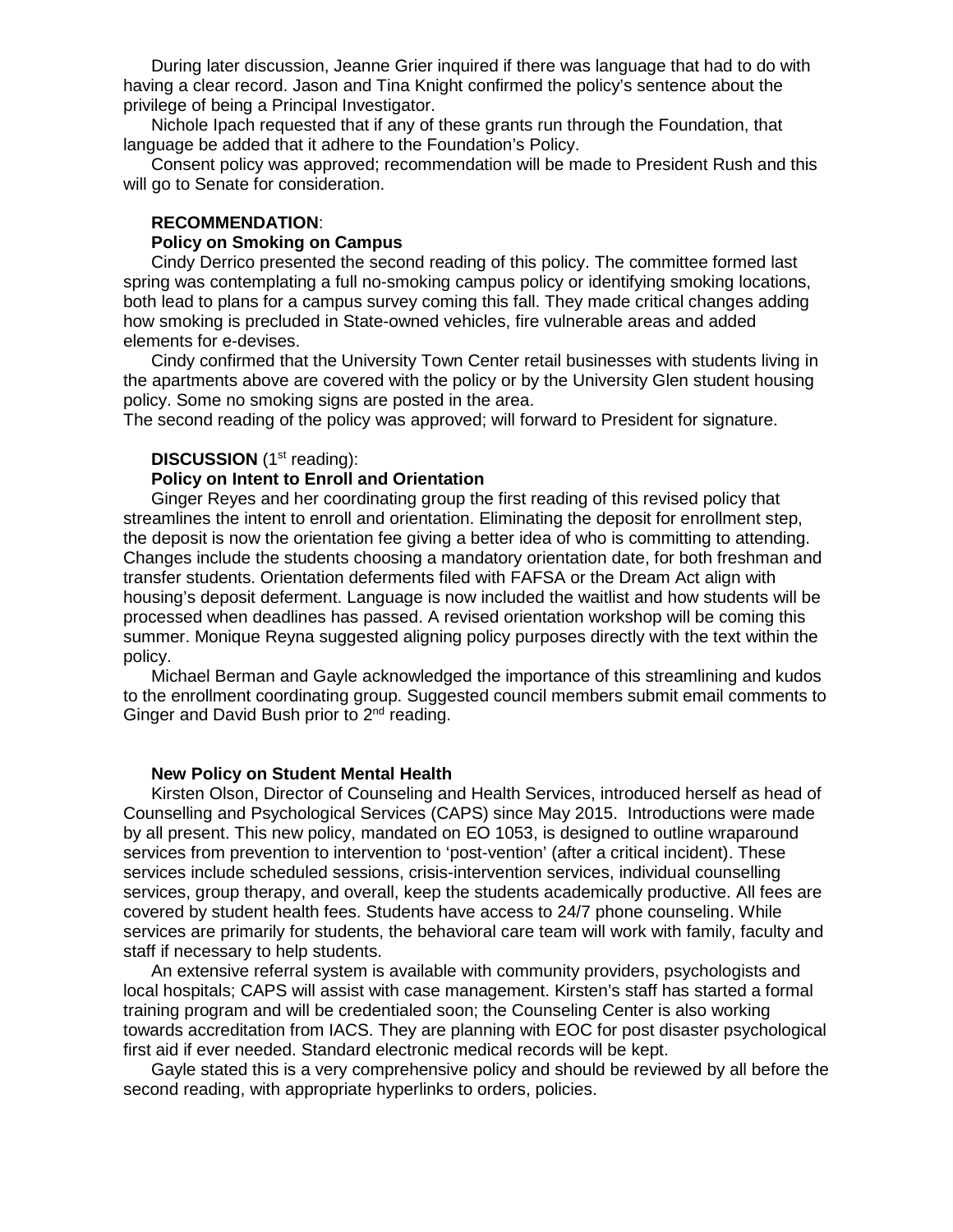During later discussion, Jeanne Grier inquired if there was language that had to do with having a clear record. Jason and Tina Knight confirmed the policy's sentence about the privilege of being a Principal Investigator.

Nichole Ipach requested that if any of these grants run through the Foundation, that language be added that it adhere to the Foundation's Policy.

Consent policy was approved; recommendation will be made to President Rush and this will go to Senate for consideration.

**RECOMMENDATION**:

**Policy on Smoking on Campus**

Cindy Derrico presented the second reading of this policy. The committee formed last spring was contemplating a full no-smoking campus policy or identifying smoking locations, both lead to plans for a campus survey coming this fall. They made critical changes adding how smoking is precluded in State-owned vehicles, fire vulnerable areas and added elements for e-devises.

Cindy confirmed that the University Town Center retail businesses with students living in the apartments above are covered with the policy or by the University Glen student housing policy. Some no smoking signs are posted in the area.

The second reading of the policy was approved; will forward to President for signature.

**DISCUSSION** (1st reading):

**Policy on Intent to Enroll and Orientation**

Ginger Reyes and her coordinating group the first reading of this revised policy that streamlines the intent to enroll and orientation. Eliminating the deposit for enrollment step, the deposit is now the orientation fee giving a better idea of who is committing to attending. Changes include the students choosing a mandatory orientation date, for both freshman and transfer students. Orientation deferments filed with FAFSA or the Dream Act align with housing's deposit deferment. Language is now included the waitlist and how students will be processed when deadlines has passed. A revised orientation workshop will be coming this summer. Monique Reyna suggested aligning policy purposes directly with the text within the policy.

Michael Berman and Gayle acknowledged the importance of this streamlining and kudos to the enrollment coordinating group. Suggested council members submit email comments to Ginger and David Bush prior to 2nd reading.

**New Policy on Student Mental Health**

Kirsten Olson, Director of Counseling and Health Services, introduced herself as head of Counselling and Psychological Services (CAPS) since May 2015. Introductions were made by all present. This new policy, mandated on EO 1053, is designed to outline wraparound services from prevention to intervention to 'post-vention' (after a critical incident). These services include scheduled sessions, crisis-intervention services, individual counselling services, group therapy, and overall, keep the students academically productive. All fees are covered by student health fees. Students have access to 24/7 phone counseling. While services are primarily for students, the behavioral care team will work with family, faculty and staff if necessary to help students.

An extensive referral system is available with community providers, psychologists and local hospitals; CAPS will assist with case management. Kirsten's staff has started a formal training program and will be credentialed soon; the Counseling Center is also working towards accreditation from IACS. They are planning with EOC for post disaster psychological first aid if ever needed. Standard electronic medical records will be kept.

Gayle stated this is a very comprehensive policy and should be reviewed by all before the second reading, with appropriate hyperlinks to orders, policies.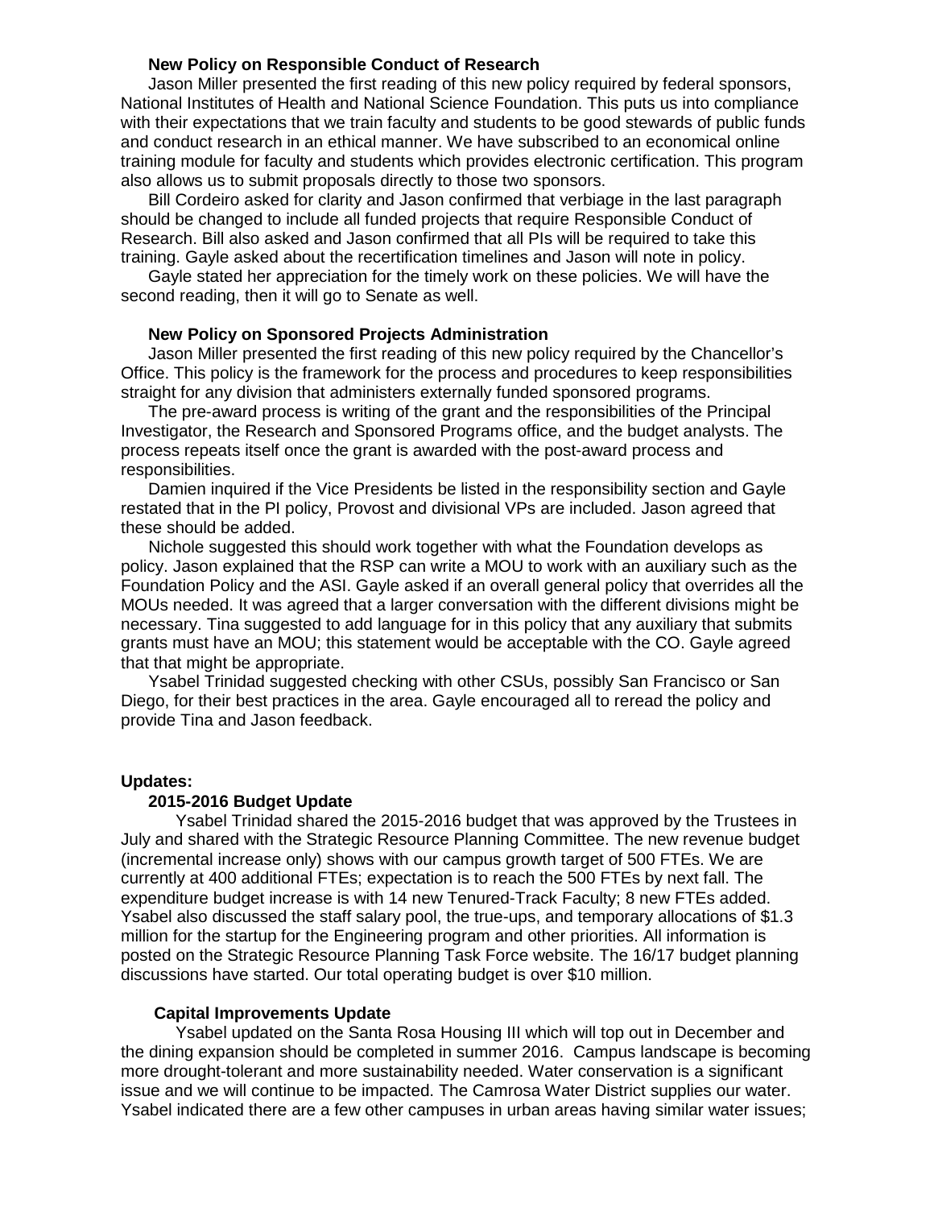**New Policy on Responsible Conduct of Research**

Jason Miller presented the first reading of this new policy required by federal sponsors, National Institutes of Health and National Science Foundation. This puts us into compliance with their expectations that we train faculty and students to be good stewards of public funds and conduct research in an ethical manner. We have subscribed to an economical online training module for faculty and students which provides electronic certification. This program also allows us to submit proposals directly to those two sponsors.

Bill Cordeiro asked for clarity and Jason confirmed that verbiage in the last paragraph should be changed to include all funded projects that require Responsible Conduct of Research. Bill also asked and Jason confirmed that all PIs will be required to take this training. Gayle asked about the recertification timelines and Jason will note in policy.

Gayle stated her appreciation for the timely work on these policies. We will have the second reading, then it will go to Senate as well.

**New Policy on Sponsored Projects Administration**

Jason Miller presented the first reading of this new policy required by the Chancellor's Office. This policy is the framework for the process and procedures to keep responsibilities straight for any division that administers externally funded sponsored programs.

The pre-award process is writing of the grant and the responsibilities of the Principal Investigator, the Research and Sponsored Programs office, and the budget analysts. The process repeats itself once the grant is awarded with the post-award process and responsibilities.

Damien inquired if the Vice Presidents be listed in the responsibility section and Gayle restated that in the PI policy, Provost and divisional VPs are included. Jason agreed that these should be added.

Nichole suggested this should work together with what the Foundation develops as policy. Jason explained that the RSP can write a MOU to work with an auxiliary such as the Foundation Policy and the ASI. Gayle asked if an overall general policy that overrides all the MOUs needed. It was agreed that a larger conversation with the different divisions might be necessary. Tina suggested to add language for in this policy that any auxiliary that submits grants must have an MOU; this statement would be acceptable with the CO. Gayle agreed that that might be appropriate.

Ysabel Trinidad suggested checking with other CSUs, possibly San Francisco or San Diego, for their best practices in the area. Gayle encouraged all to reread the policy and provide Tina and Jason feedback.

**Updates:**

**2015-2016 Budget Update**

Ysabel Trinidad shared the 2015-2016 budget that was approved by the Trustees in July and shared with the Strategic Resource Planning Committee. The new revenue budget (incremental increase only) shows with our campus growth target of 500 FTEs. We are currently at 400 additional FTEs; expectation is to reach the 500 FTEs by next fall. The expenditure budget increase is with 14 new Tenured-Track Faculty; 8 new FTEs added. Ysabel also discussed the staff salary pool, the true-ups, and temporary allocations of $1.3 million for the startup for the Engineering program and other priorities. All information is posted on the Strategic Resource Planning Task Force website. The 16/17 budget planning discussions have started. Our total operating budget is over $10 million.

**Capital Improvements Update**

Ysabel updated on the Santa Rosa Housing III which will top out in December and the dining expansion should be completed in summer 2016. Campus landscape is becoming more drought-tolerant and more sustainability needed. Water conservation is a significant issue and we will continue to be impacted. The Camrosa Water District supplies our water. Ysabel indicated there are a few other campuses in urban areas having similar water issues;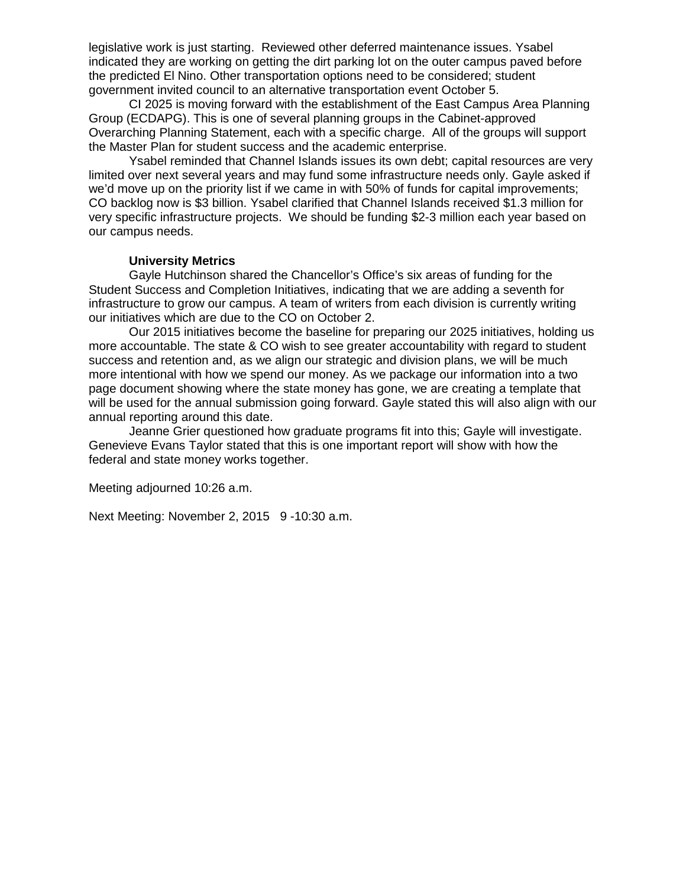legislative work is just starting. Reviewed other deferred maintenance issues. Ysabel indicated they are working on getting the dirt parking lot on the outer campus paved before the predicted El Nino. Other transportation options need to be considered; student government invited council to an alternative transportation event October 5.

CI 2025 is moving forward with the establishment of the East Campus Area Planning Group (ECDAPG). This is one of several planning groups in the Cabinet-approved Overarching Planning Statement, each with a specific charge. All of the groups will support the Master Plan for student success and the academic enterprise.

Ysabel reminded that Channel Islands issues its own debt; capital resources are very limited over next several years and may fund some infrastructure needs only. Gayle asked if we'd move up on the priority list if we came in with 50% of funds for capital improvements; CO backlog now is $3 billion. Ysabel clarified that Channel Islands received $1.3 million for very specific infrastructure projects. We should be funding $2-3 million each year based on our campus needs.

**University Metrics**

Gayle Hutchinson shared the Chancellor's Office's six areas of funding for the Student Success and Completion Initiatives, indicating that we are adding a seventh for infrastructure to grow our campus. A team of writers from each division is currently writing our initiatives which are due to the CO on October 2.

Our 2015 initiatives become the baseline for preparing our 2025 initiatives, holding us more accountable. The state & CO wish to see greater accountability with regard to student success and retention and, as we align our strategic and division plans, we will be much more intentional with how we spend our money. As we package our information into a two page document showing where the state money has gone, we are creating a template that will be used for the annual submission going forward. Gayle stated this will also align with our annual reporting around this date.

Jeanne Grier questioned how graduate programs fit into this; Gayle will investigate. Genevieve Evans Taylor stated that this is one important report will show with how the federal and state money works together.

Meeting adjourned 10:26 a.m.

Next Meeting: November 2, 2015 9 -10:30 a.m.